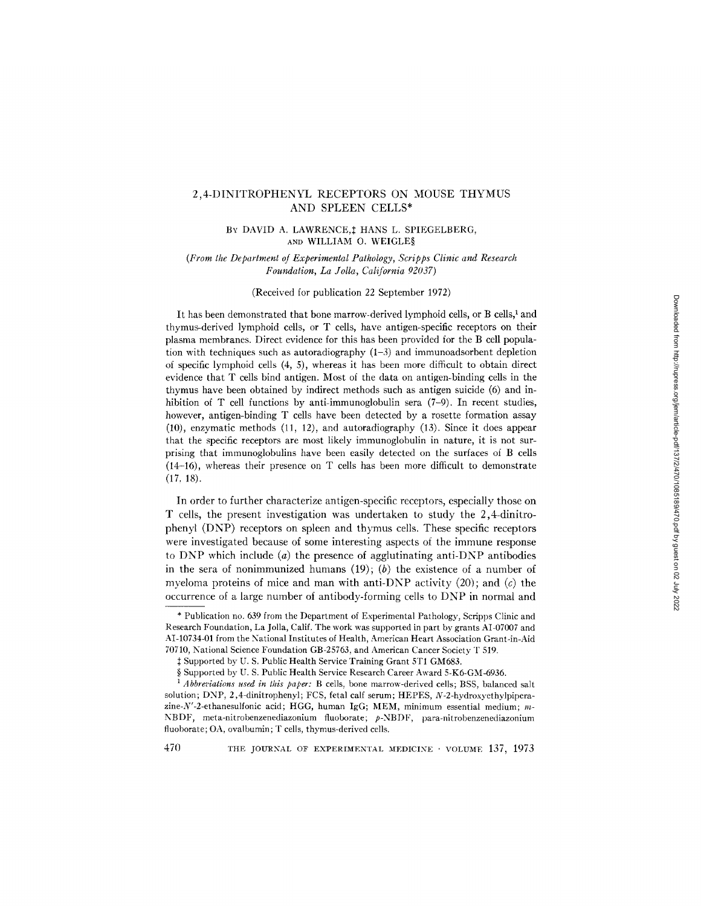# 2,4-DINITROPHENYL RECEPTORS ON MOUSE THYMUS AND SPLEEN CELLS*

By DAVID A. LAWRENCE,‡ HANS L. SPIEGELBERG, AND WILLIAM O. WEIGLE§

*(From the Department of Experimental Pathology, Scripps Clinic and Research Foundation, La Jolla, California 92037)*

(Received for publication 22 September 1972)

It has been demonstrated that bone marrow-derived lymphoid cells, or B cells,[1] and thymus-derived lymphoid cells, or T cells, have antigen-specific receptors on their plasma membranes. Direct evidence for this has been provided for the B cell population with techniques such as autoradiography (1–3) and immunoadsorbent depletion of specific lymphoid cells (4, 5), whereas it has been more difficult to obtain direct evidence that T cells bind antigen. Most of the data on antigen-binding cells in the thymus have been obtained by indirect methods such as antigen suicide (6) and inhibition of T cell functions by anti-immunoglobulin sera (7–9). In recent studies, however, antigen-binding T cells have been detected by a rosette formation assay (10), enzymatic methods (11, 12), and autoradiography (13). Since it does appear that the specific receptors are most likely immunoglobulin in nature, it is not surprising that immunoglobulins have been easily detected on the surfaces of B cells (14–16), whereas their presence on T cells has been more difficult to demonstrate (17, 18).

In order to further characterize antigen-specific receptors, especially those on T cells, the present investigation was undertaken to study the 2,4-dinitrophenyl (DNP) receptors on spleen and thymus cells. These specific receptors were investigated because of some interesting aspects of the immune response to DNP which include (*a*) the presence of agglutinating anti-DNP antibodies in the sera of nonimmunized humans (19); (*b*) the existence of a number of myeloma proteins of mice and man with anti-DNP activity (20); and (*c*) the occurrence of a large number of antibody-forming cells to DNP in normal and

---

\* Publication no. 639 from the Department of Experimental Pathology, Scripps Clinic and Research Foundation, La Jolla, Calif. The work was supported in part by grants AI-07007 and AI-10734-01 from the National Institutes of Health, American Heart Association Grant-in-Aid 70710, National Science Foundation GB-25763, and American Cancer Society T 519.

‡ Supported by U. S. Public Health Service Training Grant 5T1 GM683.

§ Supported by U. S. Public Health Service Research Career Award 5-K6-GM-6936.

[1] *Abbreviations used in this paper:* B cells, bone marrow-derived cells; BSS, balanced salt solution; DNP, 2,4-dinitrophenyl; FCS, fetal calf serum; HEPES, *N*-2-hydroxyethylpiperazine-*N'*-2-ethanesulfonic acid; HGG, human IgG; MEM, minimum essential medium; *m*-NBDF, meta-nitrobenzenediazonium fluoborate; *p*-NBDF, para-nitrobenzenediazonium fluoborate; OA, ovalbumin; T cells, thymus-derived cells.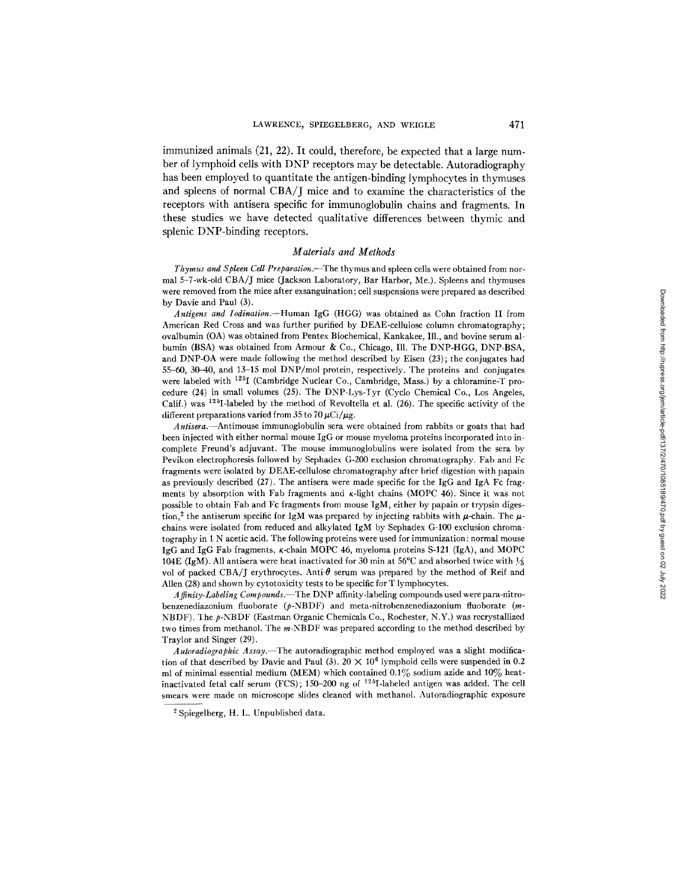immunized animals (21, 22). It could, therefore, be expected that a large number of lymphoid cells with DNP receptors may be detectable. Autoradiography has been employed to quantitate the antigen-binding lymphocytes in thymuses and spleens of normal CBA/J mice and to examine the characteristics of the receptors with antisera specific for immunoglobulin chains and fragments. In these studies we have detected qualitative differences between thymic and splenic DNP-binding receptors.

## *Materials and Methods*

*Thymus and Spleen Cell Preparation.*—The thymus and spleen cells were obtained from normal 5–7-wk-old CBA/J mice (Jackson Laboratory, Bar Harbor, Me.). Spleens and thymuses were removed from the mice after exsanguination; cell suspensions were prepared as described by Davie and Paul (3).

*Antigens and Iodination.*—Human IgG (HGG) was obtained as Cohn fraction II from American Red Cross and was further purified by DEAE-cellulose column chromatography; ovalbumin (OA) was obtained from Pentex Biochemical, Kankakee, Ill., and bovine serum albumin (BSA) was obtained from Armour & Co., Chicago, Ill. The DNP-HGG, DNP-BSA, and DNP-OA were made following the method described by Eisen (23); the conjugates had 55–60, 30–40, and 13–15 mol DNP/mol protein, respectively. The proteins and conjugates were labeled with $^{125}$I (Cambridge Nuclear Co., Cambridge, Mass.) by a chloramine-T procedure (24) in small volumes (25). The DNP-Lys-Tyr (Cyclo Chemical Co., Los Angeles, Calif.) was $^{125}$I-labeled by the method of Revoltella et al. (26). The specific activity of the different preparations varied from 35 to 70 $\mu$Ci/$\mu$g.

*Antisera.*—Antimouse immunoglobulin sera were obtained from rabbits or goats that had been injected with either normal mouse IgG or mouse myeloma proteins incorporated into incomplete Freund's adjuvant. The mouse immunoglobulins were isolated from the sera by Pevikon electrophoresis followed by Sephadex G-200 exclusion chromatography. Fab and Fc fragments were isolated by DEAE-cellulose chromatography after brief digestion with papain as previously described (27). The antisera were made specific for the IgG and IgA Fc fragments by absorption with Fab fragments and $\kappa$-light chains (MOPC 46). Since it was not possible to obtain Fab and Fc fragments from mouse IgM, either by papain or trypsin digestion,[2] the antiserum specific for IgM was prepared by injecting rabbits with $\mu$-chain. The $\mu$-chains were isolated from reduced and alkylated IgM by Sephadex G-100 exclusion chromatography in 1 N acetic acid. The following proteins were used for immunization: normal mouse IgG and IgG Fab fragments, $\kappa$-chain MOPC 46, myeloma proteins S-121 (IgA), and MOPC 104E (IgM). All antisera were heat inactivated for 30 min at 56°C and absorbed twice with 1/5 vol of packed CBA/J erythrocytes. Anti-$\theta$ serum was prepared by the method of Reif and Allen (28) and shown by cytotoxicity tests to be specific for T lymphocytes.

*Affinity-Labeling Compounds.*—The DNP affinity-labeling compounds used were para-nitrobenzenediazonium fluoborate (*p*-NBDF) and meta-nitrobenzenediazonium fluoborate (*m*-NBDF). The *p*-NBDF (Eastman Organic Chemicals Co., Rochester, N.Y.) was recrystallized two times from methanol. The *m*-NBDF was prepared according to the method described by Traylor and Singer (29).

*Autoradiographic Assay.*—The autoradiographic method employed was a slight modification of that described by Davie and Paul (3). $20 \times 10^6$ lymphoid cells were suspended in 0.2 ml of minimal essential medium (MEM) which contained 0.1% sodium azide and 10% heat-inactivated fetal calf serum (FCS); 150–200 ng of $^{125}$I-labeled antigen was added. The cell smears were made on microscope slides cleaned with methanol. Autoradiographic exposure

[2] Spiegelberg, H. L. Unpublished data.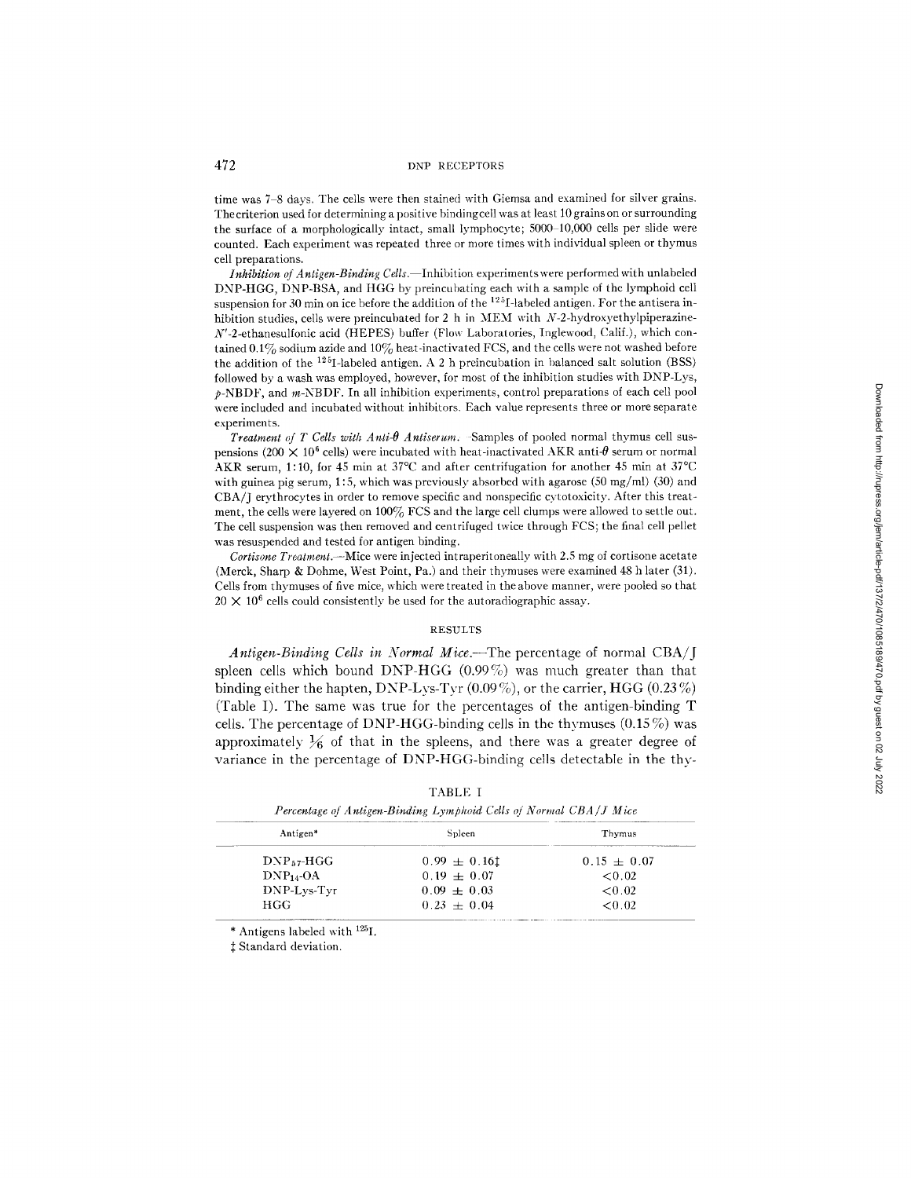time was 7–8 days. The cells were then stained with Giemsa and examined for silver grains. The criterion used for determining a positive binding cell was at least 10 grains on or surrounding the surface of a morphologically intact, small lymphocyte; 5000–10,000 cells per slide were counted. Each experiment was repeated three or more times with individual spleen or thymus cell preparations.

*Inhibition of Antigen-Binding Cells.*—Inhibition experiments were performed with unlabeled DNP-HGG, DNP-BSA, and HGG by preincubating each with a sample of the lymphoid cell suspension for 30 min on ice before the addition of the $^{125}$I-labeled antigen. For the antisera inhibition studies, cells were preincubated for 2 h in MEM with *N*-2-hydroxyethylpiperazine-*N'*-2-ethanesulfonic acid (HEPES) buffer (Flow Laboratories, Inglewood, Calif.), which contained 0.1% sodium azide and 10% heat-inactivated FCS, and the cells were not washed before the addition of the $^{125}$I-labeled antigen. A 2 h preincubation in balanced salt solution (BSS) followed by a wash was employed, however, for most of the inhibition studies with DNP-Lys, *p*-NBDF, and *m*-NBDF. In all inhibition experiments, control preparations of each cell pool were included and incubated without inhibitors. Each value represents three or more separate experiments.

*Treatment of T Cells with Anti-θ Antiserum.*—Samples of pooled normal thymus cell suspensions ($200 \times 10^6$ cells) were incubated with heat-inactivated AKR anti-θ serum or normal AKR serum, 1:10, for 45 min at 37°C and after centrifugation for another 45 min at 37°C with guinea pig serum, 1:5, which was previously absorbed with agarose (50 mg/ml) (30) and CBA/J erythrocytes in order to remove specific and nonspecific cytotoxicity. After this treatment, the cells were layered on 100% FCS and the large cell clumps were allowed to settle out. The cell suspension was then removed and centrifuged twice through FCS; the final cell pellet was resuspended and tested for antigen binding.

*Cortisone Treatment.*—Mice were injected intraperitoneally with 2.5 mg of cortisone acetate (Merck, Sharp & Dohme, West Point, Pa.) and their thymuses were examined 48 h later (31). Cells from thymuses of five mice, which were treated in the above manner, were pooled so that $20 \times 10^6$ cells could consistently be used for the autoradiographic assay.

## RESULTS

*Antigen-Binding Cells in Normal Mice.*—The percentage of normal CBA/J spleen cells which bound DNP-HGG (0.99%) was much greater than that binding either the hapten, DNP-Lys-Tyr (0.09%), or the carrier, HGG (0.23%) (Table I). The same was true for the percentages of the antigen-binding T cells. The percentage of DNP-HGG-binding cells in the thymuses (0.15%) was approximately 1/6 of that in the spleens, and there was a greater degree of variance in the percentage of DNP-HGG-binding cells detectable in the thy-

TABLE I

*Percentage of Antigen-Binding Lymphoid Cells of Normal CBA/J Mice*

| Antigen* | Spleen | Thymus |
|---|---|---|
| $DNP_{57}$-HGG | 0.99 ± 0.16‡ | 0.15 ± 0.07 |
| $DNP_{14}$-OA | 0.19 ± 0.07 | <0.02 |
| DNP-Lys-Tyr | 0.09 ± 0.03 | <0.02 |
| HGG | 0.23 ± 0.04 | <0.02 |

\* Antigens labeled with $^{125}$I.

‡ Standard deviation.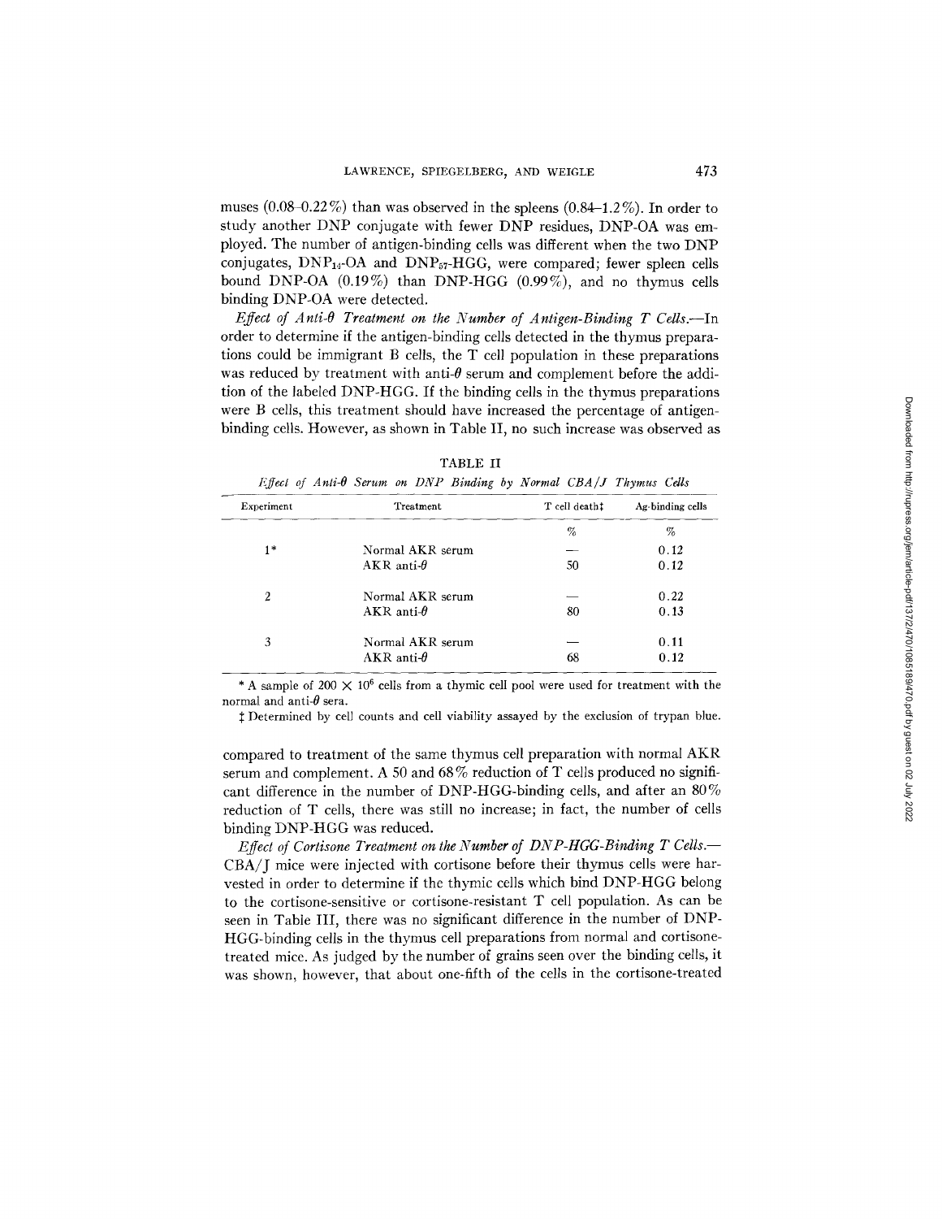muses (0.08–0.22%) than was observed in the spleens (0.84–1.2%). In order to study another DNP conjugate with fewer DNP residues, DNP-OA was employed. The number of antigen-binding cells was different when the two DNP conjugates, $DNP_{14}$-OA and $DNP_{57}$-HGG, were compared; fewer spleen cells bound DNP-OA (0.19%) than DNP-HGG (0.99%), and no thymus cells binding DNP-OA were detected.

*Effect of Anti-θ Treatment on the Number of Antigen-Binding T Cells.*—In order to determine if the antigen-binding cells detected in the thymus preparations could be immigrant B cells, the T cell population in these preparations was reduced by treatment with anti-θ serum and complement before the addition of the labeled DNP-HGG. If the binding cells in the thymus preparations were B cells, this treatment should have increased the percentage of antigen-binding cells. However, as shown in Table II, no such increase was observed as compared to treatment of the same thymus cell preparation with normal AKR serum and complement. A 50 and 68% reduction of T cells produced no significant difference in the number of DNP-HGG-binding cells, and after an 80% reduction of T cells, there was still no increase; in fact, the number of cells binding DNP-HGG was reduced.

TABLE II

*Effect of Anti-θ Serum on DNP Binding by Normal CBA/J Thymus Cells*

| Experiment | Treatment | T cell death‡ | Ag-binding cells |
|---|---|---|---|
| | | % | % |
| 1* | Normal AKR serum | — | 0.12 |
| | AKR anti-θ | 50 | 0.12 |
| 2 | Normal AKR serum | — | 0.22 |
| | AKR anti-θ | 80 | 0.13 |
| 3 | Normal AKR serum | — | 0.11 |
| | AKR anti-θ | 68 | 0.12 |

\* A sample of $200 \times 10^6$ cells from a thymic cell pool were used for treatment with the normal and anti-θ sera.

‡ Determined by cell counts and cell viability assayed by the exclusion of trypan blue.

*Effect of Cortisone Treatment on the Number of DNP-HGG-Binding T Cells.*—CBA/J mice were injected with cortisone before their thymus cells were harvested in order to determine if the thymic cells which bind DNP-HGG belong to the cortisone-sensitive or cortisone-resistant T cell population. As can be seen in Table III, there was no significant difference in the number of DNP-HGG-binding cells in the thymus cell preparations from normal and cortisone-treated mice. As judged by the number of grains seen over the binding cells, it was shown, however, that about one-fifth of the cells in the cortisone-treated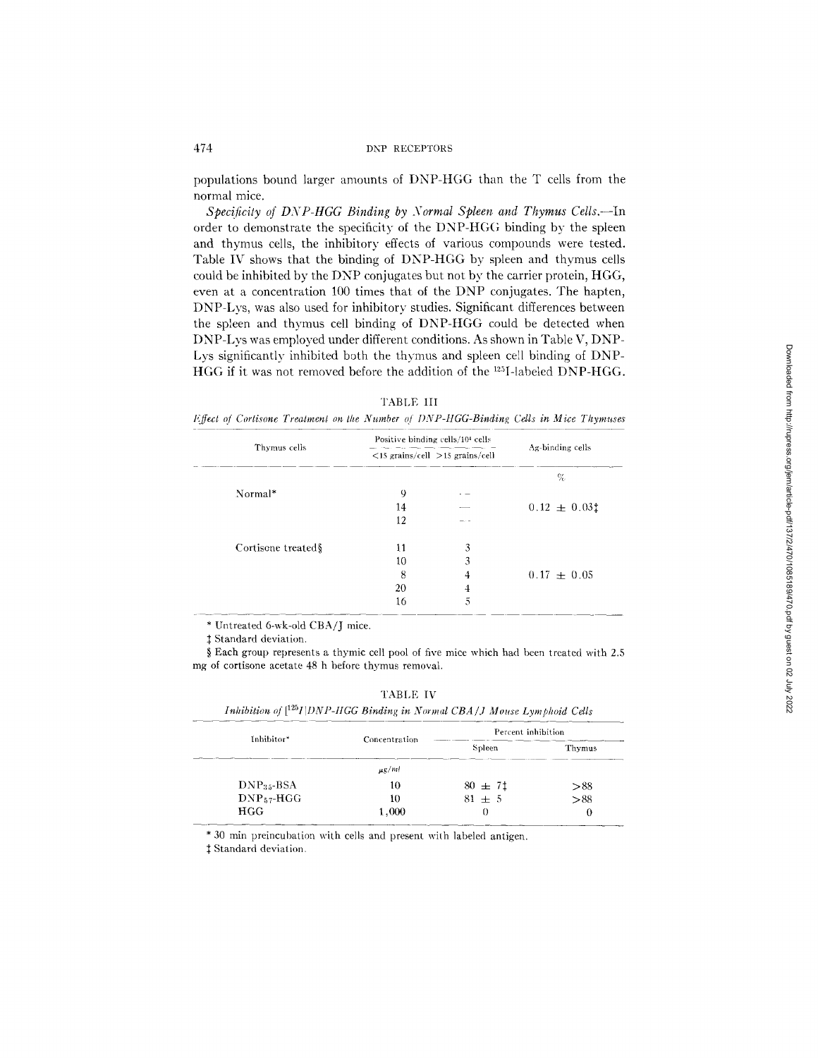populations bound larger amounts of DNP-HGG than the T cells from the normal mice.

*Specificity of DNP-HGG Binding by Normal Spleen and Thymus Cells.*—In order to demonstrate the specificity of the DNP-HGG binding by the spleen and thymus cells, the inhibitory effects of various compounds were tested. Table IV shows that the binding of DNP-HGG by spleen and thymus cells could be inhibited by the DNP conjugates but not by the carrier protein, HGG, even at a concentration 100 times that of the DNP conjugates. The hapten, DNP-Lys, was also used for inhibitory studies. Significant differences between the spleen and thymus cell binding of DNP-HGG could be detected when DNP-Lys was employed under different conditions. As shown in Table V, DNP-Lys significantly inhibited both the thymus and spleen cell binding of DNP-HGG if it was not removed before the addition of the $^{125}$I-labeled DNP-HGG.

TABLE III

*Effect of Cortisone Treatment on the Number of DNP-HGG-Binding Cells in Mice Thymuses*

| Thymus cells | Positive binding cells/$10^4$ cells | | Ag-binding cells |
|---|---|---|---|
| | <15 grains/cell | >15 grains/cell | |
| | | | % |
| Normal* | 9 | — | |
| | 14 | — | 0.12 ± 0.03‡ |
| | 12 | — | |
| Cortisone treated§ | 11 | 3 | |
| | 10 | 3 | |
| | 8 | 4 | 0.17 ± 0.05 |
| | 20 | 4 | |
| | 16 | 5 | |

\* Untreated 6-wk-old CBA/J mice.

‡ Standard deviation.

§ Each group represents a thymic cell pool of five mice which had been treated with 2.5 mg of cortisone acetate 48 h before thymus removal.

TABLE IV

*Inhibition of [$^{125}$I]DNP-HGG Binding in Normal CBA/J Mouse Lymphoid Cells*

| Inhibitor* | Concentration | Percent inhibition | |
|---|---|---|---|
| | | Spleen | Thymus |
| | $\mu g/ml$ | | |
| $DNP_{35}$-BSA | 10 | 80 ± 7‡ | >88 |
| $DNP_{57}$-HGG | 10 | 81 ± 5 | >88 |
| HGG | 1,000 | 0 | 0 |

\* 30 min preincubation with cells and present with labeled antigen.

‡ Standard deviation.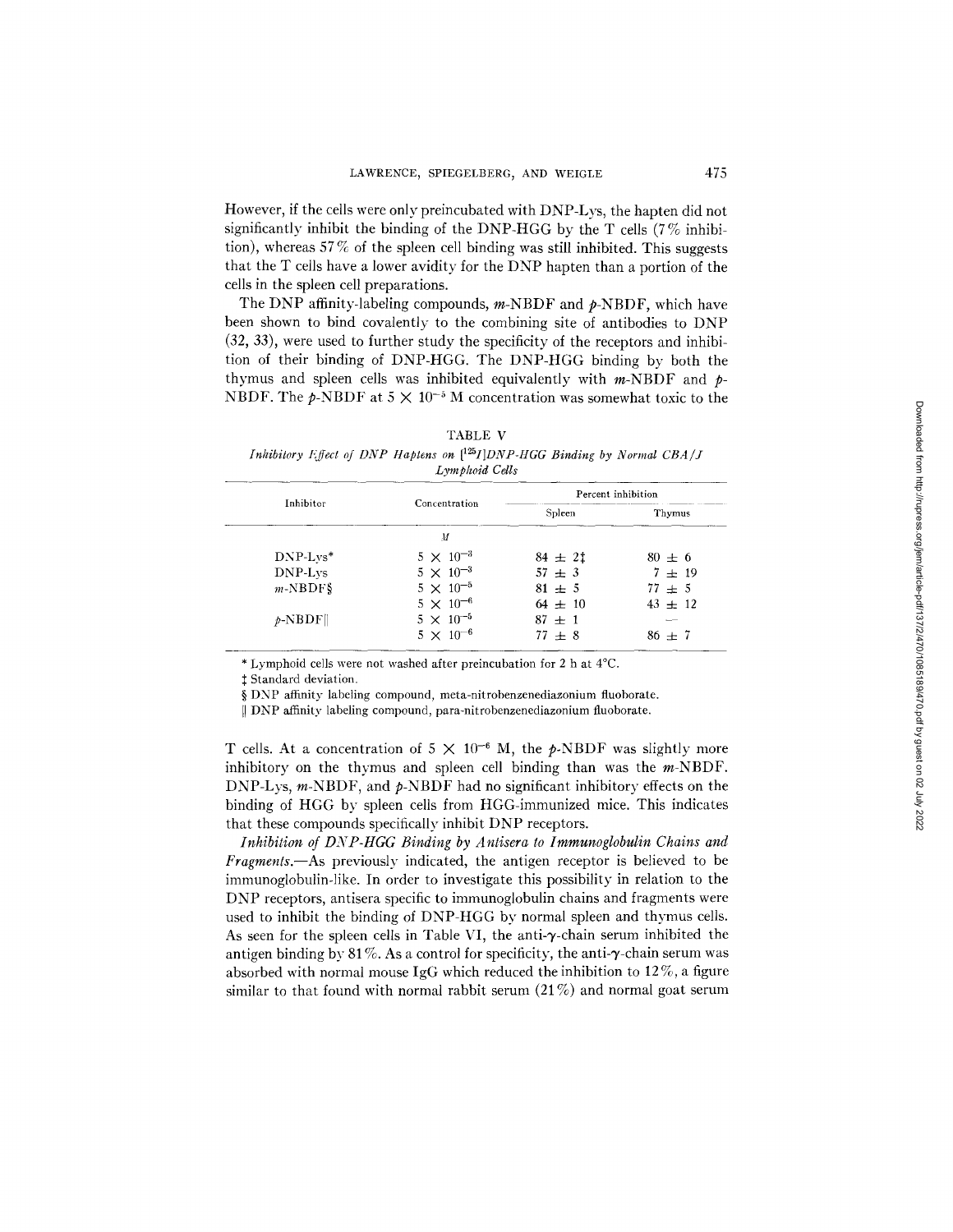However, if the cells were only preincubated with DNP-Lys, the hapten did not significantly inhibit the binding of the DNP-HGG by the T cells (7% inhibition), whereas 57% of the spleen cell binding was still inhibited. This suggests that the T cells have a lower avidity for the DNP hapten than a portion of the cells in the spleen cell preparations.

The DNP affinity-labeling compounds, *m*-NBDF and *p*-NBDF, which have been shown to bind covalently to the combining site of antibodies to DNP (32, 33), were used to further study the specificity of the receptors and inhibition of their binding of DNP-HGG. The DNP-HGG binding by both the thymus and spleen cells was inhibited equivalently with *m*-NBDF and *p*-NBDF. The *p*-NBDF at $5 \times 10^{-5}$ M concentration was somewhat toxic to the T cells. At a concentration of $5 \times 10^{-6}$ M, the *p*-NBDF was slightly more inhibitory on the thymus and spleen cell binding than was the *m*-NBDF. DNP-Lys, *m*-NBDF, and *p*-NBDF had no significant inhibitory effects on the binding of HGG by spleen cells from HGG-immunized mice. This indicates that these compounds specifically inhibit DNP receptors.

TABLE V

*Inhibitory Effect of DNP Haptens on [$^{125}$I]DNP-HGG Binding by Normal CBA/J Lymphoid Cells*

| Inhibitor | Concentration | Percent inhibition | |
|---|---|---|---|
| | | Spleen | Thymus |
| | *M* | | |
| DNP-Lys* | $5 \times 10^{-3}$ | $84 \pm 2$‡ | $80 \pm 6$ |
| DNP-Lys | $5 \times 10^{-3}$ | $57 \pm 3$ | $7 \pm 19$ |
| *m*-NBDF§ | $5 \times 10^{-5}$ | $81 \pm 5$ | $77 \pm 5$ |
| | $5 \times 10^{-6}$ | $64 \pm 10$ | $43 \pm 12$ |
| *p*-NBDF‖ | $5 \times 10^{-5}$ | $87 \pm 1$ | — |
| | $5 \times 10^{-6}$ | $77 \pm 8$ | $86 \pm 7$ |

\* Lymphoid cells were not washed after preincubation for 2 h at 4°C.

‡ Standard deviation.

§ DNP affinity labeling compound, meta-nitrobenzenediazonium fluoborate.

‖ DNP affinity labeling compound, para-nitrobenzenediazonium fluoborate.

*Inhibition of DNP-HGG Binding by Antisera to Immunoglobulin Chains and Fragments.*—As previously indicated, the antigen receptor is believed to be immunoglobulin-like. In order to investigate this possibility in relation to the DNP receptors, antisera specific to immunoglobulin chains and fragments were used to inhibit the binding of DNP-HGG by normal spleen and thymus cells. As seen for the spleen cells in Table VI, the anti-$\gamma$-chain serum inhibited the antigen binding by 81%. As a control for specificity, the anti-$\gamma$-chain serum was absorbed with normal mouse IgG which reduced the inhibition to 12%, a figure similar to that found with normal rabbit serum (21%) and normal goat serum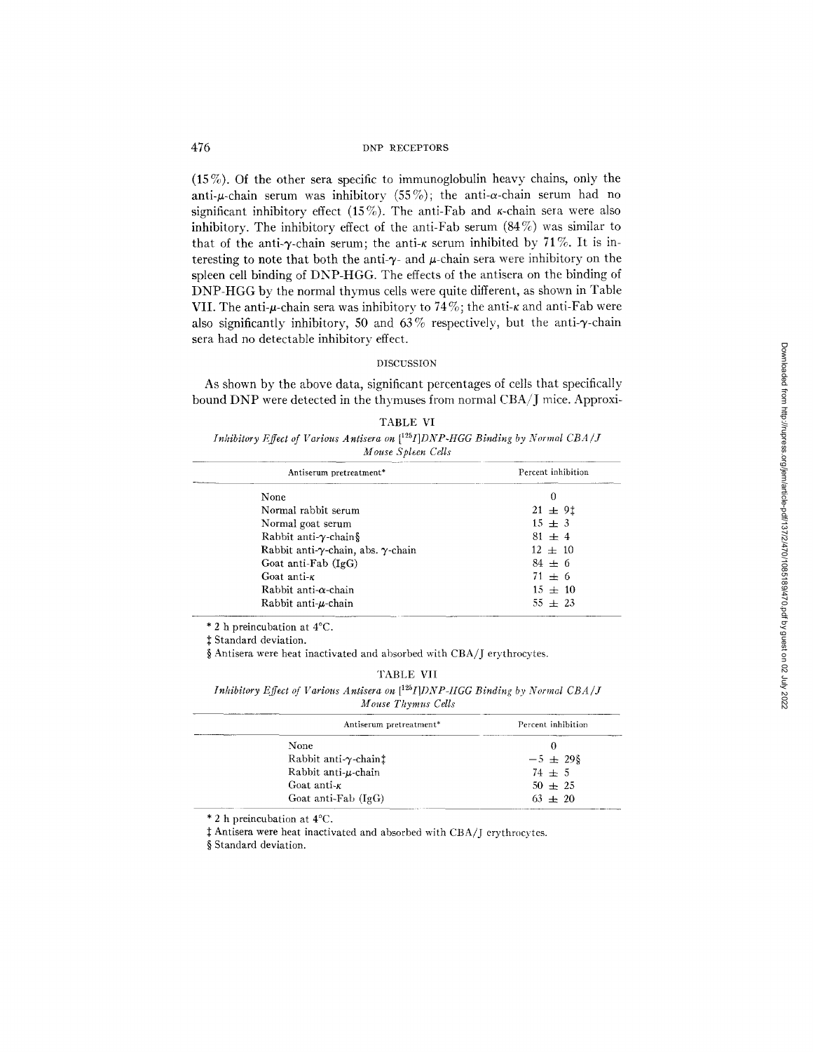(15%). Of the other sera specific to immunoglobulin heavy chains, only the anti-$\mu$-chain serum was inhibitory (55%); the anti-$\alpha$-chain serum had no significant inhibitory effect (15%). The anti-Fab and $\kappa$-chain sera were also inhibitory. The inhibitory effect of the anti-Fab serum (84%) was similar to that of the anti-$\gamma$-chain serum; the anti-$\kappa$ serum inhibited by 71%. It is interesting to note that both the anti-$\gamma$- and $\mu$-chain sera were inhibitory on the spleen cell binding of DNP-HGG. The effects of the antisera on the binding of DNP-HGG by the normal thymus cells were quite different, as shown in Table VII. The anti-$\mu$-chain sera was inhibitory to 74%; the anti-$\kappa$ and anti-Fab were also significantly inhibitory, 50 and 63% respectively, but the anti-$\gamma$-chain sera had no detectable inhibitory effect.

## DISCUSSION

As shown by the above data, significant percentages of cells that specifically bound DNP were detected in the thymuses from normal CBA/J mice. Approxi-

TABLE VI

*Inhibitory Effect of Various Antisera on [$^{125}$I]DNP-HGG Binding by Normal CBA/J Mouse Spleen Cells*

| Antiserum pretreatment* | Percent inhibition |
|---|---|
| None | 0 |
| Normal rabbit serum | 21 ± 9‡ |
| Normal goat serum | 15 ± 3 |
| Rabbit anti-$\gamma$-chain§ | 81 ± 4 |
| Rabbit anti-$\gamma$-chain, abs. $\gamma$-chain | 12 ± 10 |
| Goat anti-Fab (IgG) | 84 ± 6 |
| Goat anti-$\kappa$ | 71 ± 6 |
| Rabbit anti-$\alpha$-chain | 15 ± 10 |
| Rabbit anti-$\mu$-chain | 55 ± 23 |

\* 2 h preincubation at 4°C.

‡ Standard deviation.

§ Antisera were heat inactivated and absorbed with CBA/J erythrocytes.

TABLE VII

*Inhibitory Effect of Various Antisera on [$^{125}$I]DNP-HGG Binding by Normal CBA/J Mouse Thymus Cells*

| Antiserum pretreatment* | Percent inhibition |
|---|---|
| None | 0 |
| Rabbit anti-$\gamma$-chain‡ | −5 ± 29§ |
| Rabbit anti-$\mu$-chain | 74 ± 5 |
| Goat anti-$\kappa$ | 50 ± 25 |
| Goat anti-Fab (IgG) | 63 ± 20 |

\* 2 h preincubation at 4°C.

‡ Antisera were heat inactivated and absorbed with CBA/J erythrocytes.

§ Standard deviation.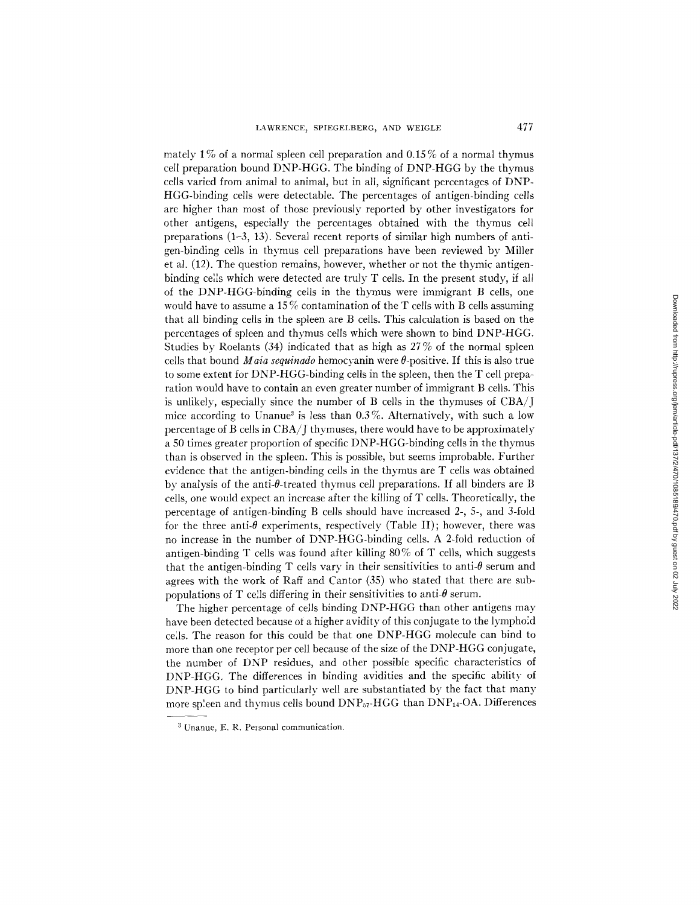mately 1% of a normal spleen cell preparation and 0.15% of a normal thymus cell preparation bound DNP-HGG. The binding of DNP-HGG by the thymus cells varied from animal to animal, but in all, significant percentages of DNP-HGG-binding cells were detectable. The percentages of antigen-binding cells are higher than most of those previously reported by other investigators for other antigens, especially the percentages obtained with the thymus cell preparations (1–3, 13). Several recent reports of similar high numbers of antigen-binding cells in thymus cell preparations have been reviewed by Miller et al. (12). The question remains, however, whether or not the thymic antigen-binding cells which were detected are truly T cells. In the present study, if all of the DNP-HGG-binding cells in the thymus were immigrant B cells, one would have to assume a 15% contamination of the T cells with B cells assuming that all binding cells in the spleen are B cells. This calculation is based on the percentages of spleen and thymus cells which were shown to bind DNP-HGG. Studies by Roelants (34) indicated that as high as 27% of the normal spleen cells that bound *Maia sequinado* hemocyanin were $\theta$-positive. If this is also true to some extent for DNP-HGG-binding cells in the spleen, then the T cell preparation would have to contain an even greater number of immigrant B cells. This is unlikely, especially since the number of B cells in the thymuses of CBA/J mice according to Unanue[3] is less than 0.3%. Alternatively, with such a low percentage of B cells in CBA/J thymuses, there would have to be approximately a 50 times greater proportion of specific DNP-HGG-binding cells in the thymus than is observed in the spleen. This is possible, but seems improbable. Further evidence that the antigen-binding cells in the thymus are T cells was obtained by analysis of the anti-$\theta$-treated thymus cell preparations. If all binders are B cells, one would expect an increase after the killing of T cells. Theoretically, the percentage of antigen-binding B cells should have increased 2-, 5-, and 3-fold for the three anti-$\theta$ experiments, respectively (Table II); however, there was no increase in the number of DNP-HGG-binding cells. A 2-fold reduction of antigen-binding T cells was found after killing 80% of T cells, which suggests that the antigen-binding T cells vary in their sensitivities to anti-$\theta$ serum and agrees with the work of Raff and Cantor (35) who stated that there are sub-populations of T cells differing in their sensitivities to anti-$\theta$ serum.

The higher percentage of cells binding DNP-HGG than other antigens may have been detected because of a higher avidity of this conjugate to the lymphoid cells. The reason for this could be that one DNP-HGG molecule can bind to more than one receptor per cell because of the size of the DNP-HGG conjugate, the number of DNP residues, and other possible specific characteristics of DNP-HGG. The differences in binding avidities and the specific ability of DNP-HGG to bind particularly well are substantiated by the fact that many more spleen and thymus cells bound $DNP_{57}$-HGG than $DNP_{14}$-OA. Differences

[3] Unanue, E. R. Personal communication.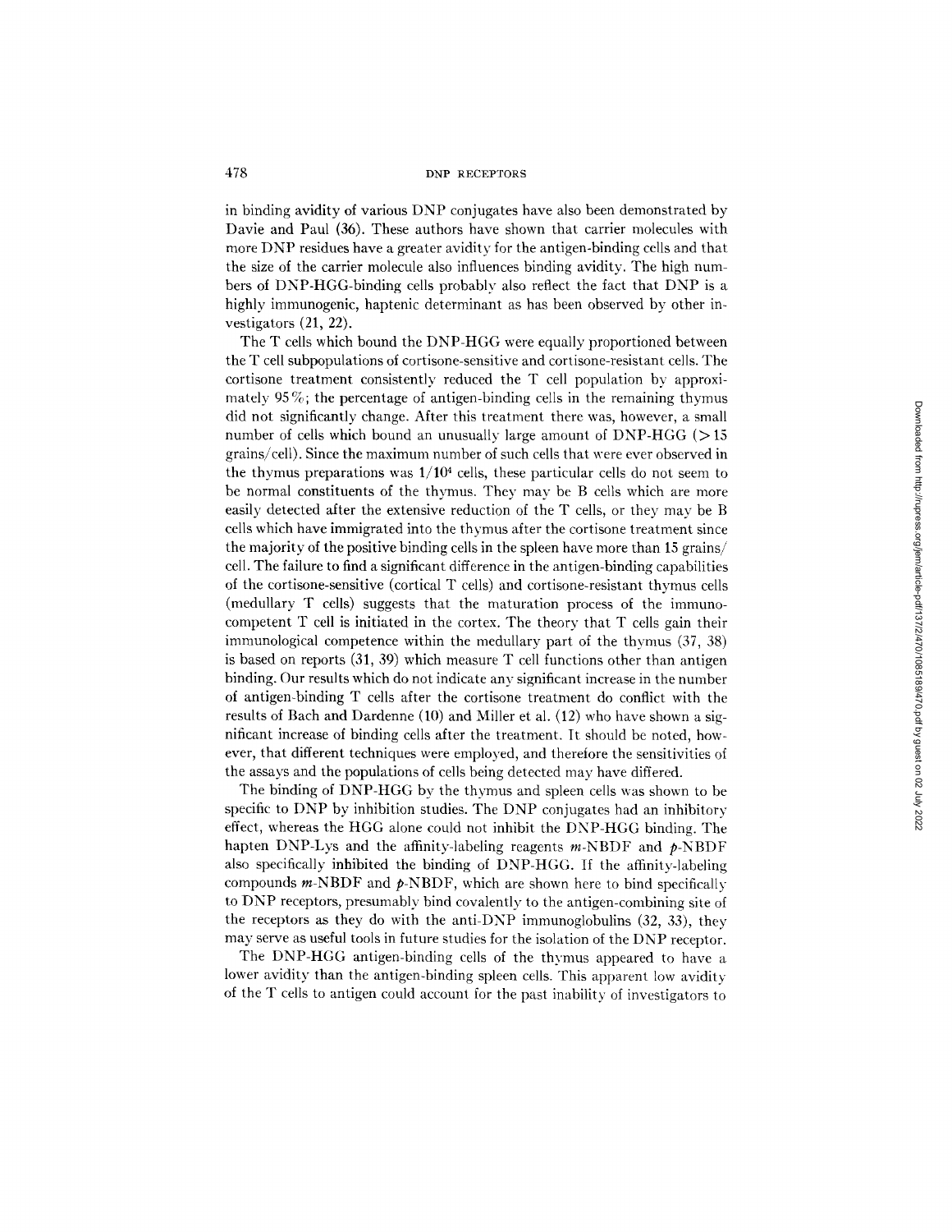in binding avidity of various DNP conjugates have also been demonstrated by Davie and Paul (36). These authors have shown that carrier molecules with more DNP residues have a greater avidity for the antigen-binding cells and that the size of the carrier molecule also influences binding avidity. The high numbers of DNP-HGG-binding cells probably also reflect the fact that DNP is a highly immunogenic, haptenic determinant as has been observed by other investigators (21, 22).

The T cells which bound the DNP-HGG were equally proportioned between the T cell subpopulations of cortisone-sensitive and cortisone-resistant cells. The cortisone treatment consistently reduced the T cell population by approximately 95%; the percentage of antigen-binding cells in the remaining thymus did not significantly change. After this treatment there was, however, a small number of cells which bound an unusually large amount of DNP-HGG (>15 grains/cell). Since the maximum number of such cells that were ever observed in the thymus preparations was $1/10^4$ cells, these particular cells do not seem to be normal constituents of the thymus. They may be B cells which are more easily detected after the extensive reduction of the T cells, or they may be B cells which have immigrated into the thymus after the cortisone treatment since the majority of the positive binding cells in the spleen have more than 15 grains/cell. The failure to find a significant difference in the antigen-binding capabilities of the cortisone-sensitive (cortical T cells) and cortisone-resistant thymus cells (medullary T cells) suggests that the maturation process of the immunocompetent T cell is initiated in the cortex. The theory that T cells gain their immunological competence within the medullary part of the thymus (37, 38) is based on reports (31, 39) which measure T cell functions other than antigen binding. Our results which do not indicate any significant increase in the number of antigen-binding T cells after the cortisone treatment do conflict with the results of Bach and Dardenne (10) and Miller et al. (12) who have shown a significant increase of binding cells after the treatment. It should be noted, however, that different techniques were employed, and therefore the sensitivities of the assays and the populations of cells being detected may have differed.

The binding of DNP-HGG by the thymus and spleen cells was shown to be specific to DNP by inhibition studies. The DNP conjugates had an inhibitory effect, whereas the HGG alone could not inhibit the DNP-HGG binding. The hapten DNP-Lys and the affinity-labeling reagents *m*-NBDF and *p*-NBDF also specifically inhibited the binding of DNP-HGG. If the affinity-labeling compounds *m*-NBDF and *p*-NBDF, which are shown here to bind specifically to DNP receptors, presumably bind covalently to the antigen-combining site of the receptors as they do with the anti-DNP immunoglobulins (32, 33), they may serve as useful tools in future studies for the isolation of the DNP receptor.

The DNP-HGG antigen-binding cells of the thymus appeared to have a lower avidity than the antigen-binding spleen cells. This apparent low avidity of the T cells to antigen could account for the past inability of investigators to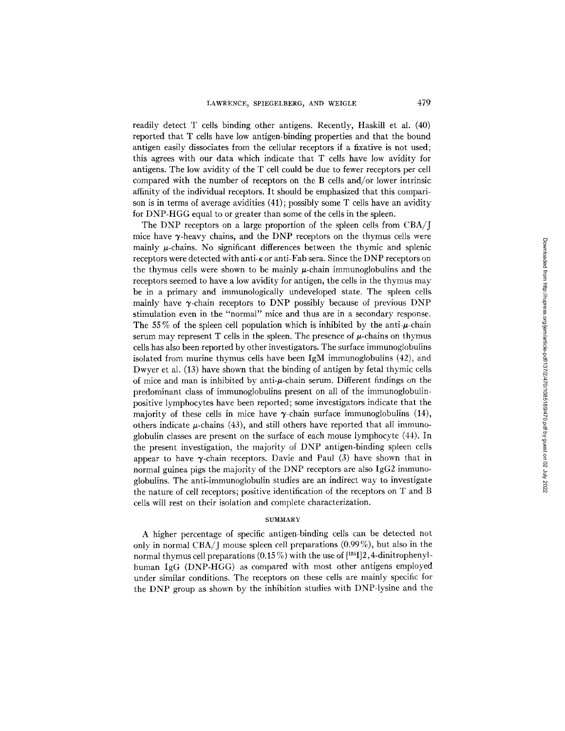readily detect T cells binding other antigens. Recently, Haskill et al. (40) reported that T cells have low antigen-binding properties and that the bound antigen easily dissociates from the cellular receptors if a fixative is not used; this agrees with our data which indicate that T cells have low avidity for antigens. The low avidity of the T cell could be due to fewer receptors per cell compared with the number of receptors on the B cells and/or lower intrinsic affinity of the individual receptors. It should be emphasized that this comparison is in terms of average avidities (41); possibly some T cells have an avidity for DNP-HGG equal to or greater than some of the cells in the spleen.

The DNP receptors on a large proportion of the spleen cells from CBA/J mice have $\gamma$-heavy chains, and the DNP receptors on the thymus cells were mainly $\mu$-chains. No significant differences between the thymic and splenic receptors were detected with anti-$\kappa$ or anti-Fab sera. Since the DNP receptors on the thymus cells were shown to be mainly $\mu$-chain immunoglobulins and the receptors seemed to have a low avidity for antigen, the cells in the thymus may be in a primary and immunologically undeveloped state. The spleen cells mainly have $\gamma$-chain receptors to DNP possibly because of previous DNP stimulation even in the "normal" mice and thus are in a secondary response. The 55% of the spleen cell population which is inhibited by the anti-$\mu$-chain serum may represent T cells in the spleen. The presence of $\mu$-chains on thymus cells has also been reported by other investigators. The surface immunoglobulins isolated from murine thymus cells have been IgM immunoglobulins (42), and Dwyer et al. (13) have shown that the binding of antigen by fetal thymic cells of mice and man is inhibited by anti-$\mu$-chain serum. Different findings on the predominant class of immunoglobulins present on all of the immunoglobulin-positive lymphocytes have been reported; some investigators indicate that the majority of these cells in mice have $\gamma$-chain surface immunoglobulins (14), others indicate $\mu$-chains (43), and still others have reported that all immunoglobulin classes are present on the surface of each mouse lymphocyte (44). In the present investigation, the majority of DNP antigen-binding spleen cells appear to have $\gamma$-chain receptors. Davie and Paul (3) have shown that in normal guinea pigs the majority of the DNP receptors are also IgG2 immunoglobulins. The anti-immunoglobulin studies are an indirect way to investigate the nature of cell receptors; positive identification of the receptors on T and B cells will rest on their isolation and complete characterization.

## SUMMARY

A higher percentage of specific antigen-binding cells can be detected not only in normal CBA/J mouse spleen cell preparations (0.99%), but also in the normal thymus cell preparations (0.15%) with the use of [$^{125}$I]2,4-dinitrophenyl-human IgG (DNP-HGG) as compared with most other antigens employed under similar conditions. The receptors on these cells are mainly specific for the DNP group as shown by the inhibition studies with DNP-lysine and the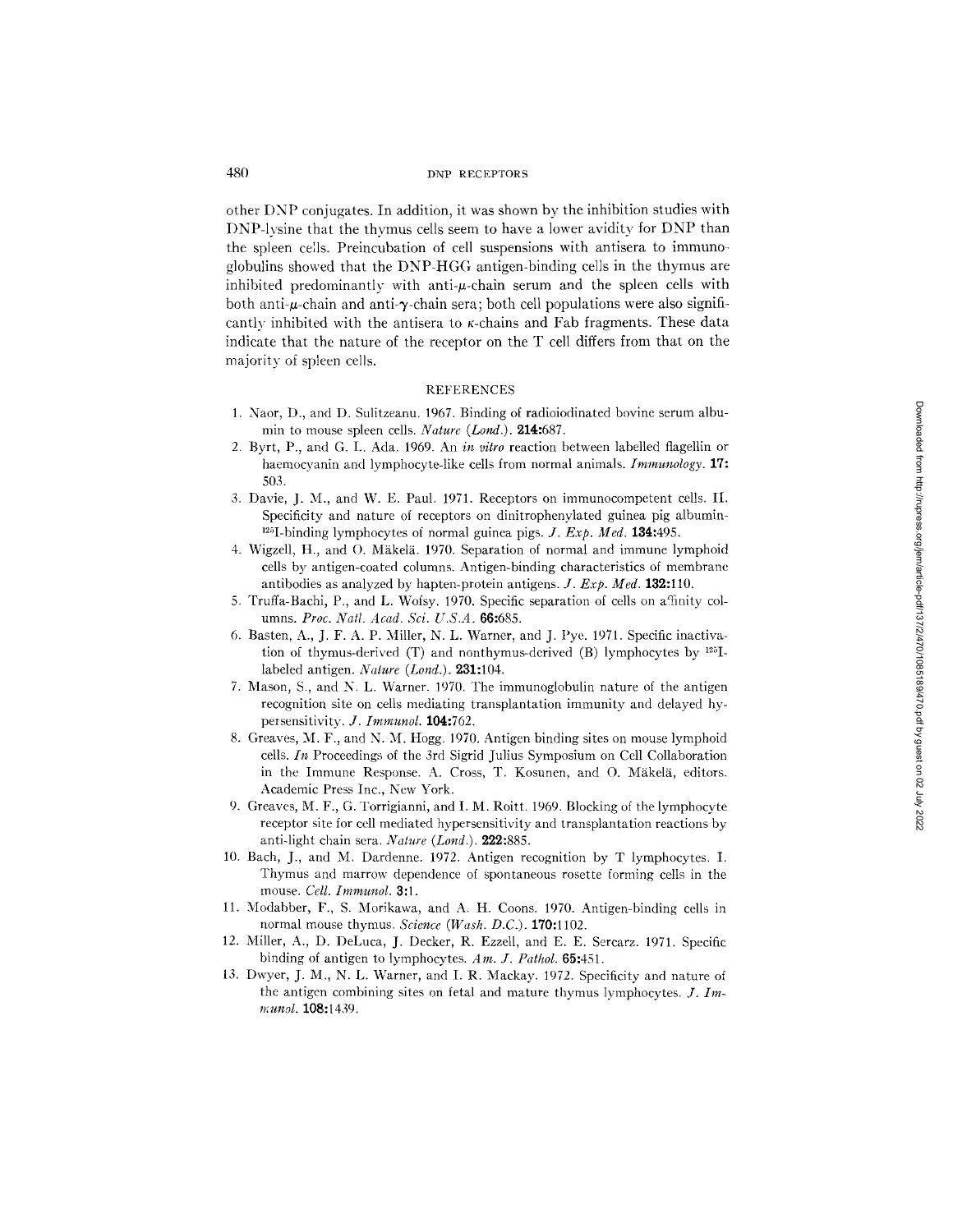other DNP conjugates. In addition, it was shown by the inhibition studies with DNP-lysine that the thymus cells seem to have a lower avidity for DNP than the spleen cells. Preincubation of cell suspensions with antisera to immunoglobulins showed that the DNP-HGG antigen-binding cells in the thymus are inhibited predominantly with anti-$\mu$-chain serum and the spleen cells with both anti-$\mu$-chain and anti-$\gamma$-chain sera; both cell populations were also significantly inhibited with the antisera to $\kappa$-chains and Fab fragments. These data indicate that the nature of the receptor on the T cell differs from that on the majority of spleen cells.

## REFERENCES

1. Naor, D., and D. Sulitzeanu. 1967. Binding of radioiodinated bovine serum albumin to mouse spleen cells. *Nature (Lond.).* **214:**687.
2. Byrt, P., and G. L. Ada. 1969. An *in vitro* reaction between labelled flagellin or haemocyanin and lymphocyte-like cells from normal animals. *Immunology.* **17:** 503.
3. Davie, J. M., and W. E. Paul. 1971. Receptors on immunocompetent cells. II. Specificity and nature of receptors on dinitrophenylated guinea pig albumin-$^{125}$I-binding lymphocytes of normal guinea pigs. *J. Exp. Med.* **134:**495.
4. Wigzell, H., and O. Mäkelä. 1970. Separation of normal and immune lymphoid cells by antigen-coated columns. Antigen-binding characteristics of membrane antibodies as analyzed by hapten-protein antigens. *J. Exp. Med.* **132:**110.
5. Truffa-Bachi, P., and L. Wofsy. 1970. Specific separation of cells on affinity columns. *Proc. Natl. Acad. Sci. U.S.A.* **66:**685.
6. Basten, A., J. F. A. P. Miller, N. L. Warner, and J. Pye. 1971. Specific inactivation of thymus-derived (T) and nonthymus-derived (B) lymphocytes by $^{125}$I-labeled antigen. *Nature (Lond.).* **231:**104.
7. Mason, S., and N. L. Warner. 1970. The immunoglobulin nature of the antigen recognition site on cells mediating transplantation immunity and delayed hypersensitivity. *J. Immunol.* **104:**762.
8. Greaves, M. F., and N. M. Hogg. 1970. Antigen binding sites on mouse lymphoid cells. *In* Proceedings of the 3rd Sigrid Julius Symposium on Cell Collaboration in the Immune Response. A. Cross, T. Kosunen, and O. Mäkelä, editors. Academic Press Inc., New York.
9. Greaves, M. F., G. Torrigianni, and I. M. Roitt. 1969. Blocking of the lymphocyte receptor site for cell mediated hypersensitivity and transplantation reactions by anti-light chain sera. *Nature (Lond.).* **222:**885.
10. Bach, J., and M. Dardenne. 1972. Antigen recognition by T lymphocytes. I. Thymus and marrow dependence of spontaneous rosette forming cells in the mouse. *Cell. Immunol.* **3:**1.
11. Modabber, F., S. Morikawa, and A. H. Coons. 1970. Antigen-binding cells in normal mouse thymus. *Science (Wash. D.C.).* **170:**1102.
12. Miller, A., D. DeLuca, J. Decker, R. Ezzell, and E. E. Sercarz. 1971. Specific binding of antigen to lymphocytes. *Am. J. Pathol.* **65:**451.
13. Dwyer, J. M., N. L. Warner, and I. R. Mackay. 1972. Specificity and nature of the antigen combining sites on fetal and mature thymus lymphocytes. *J. Immunol.* **108:**1439.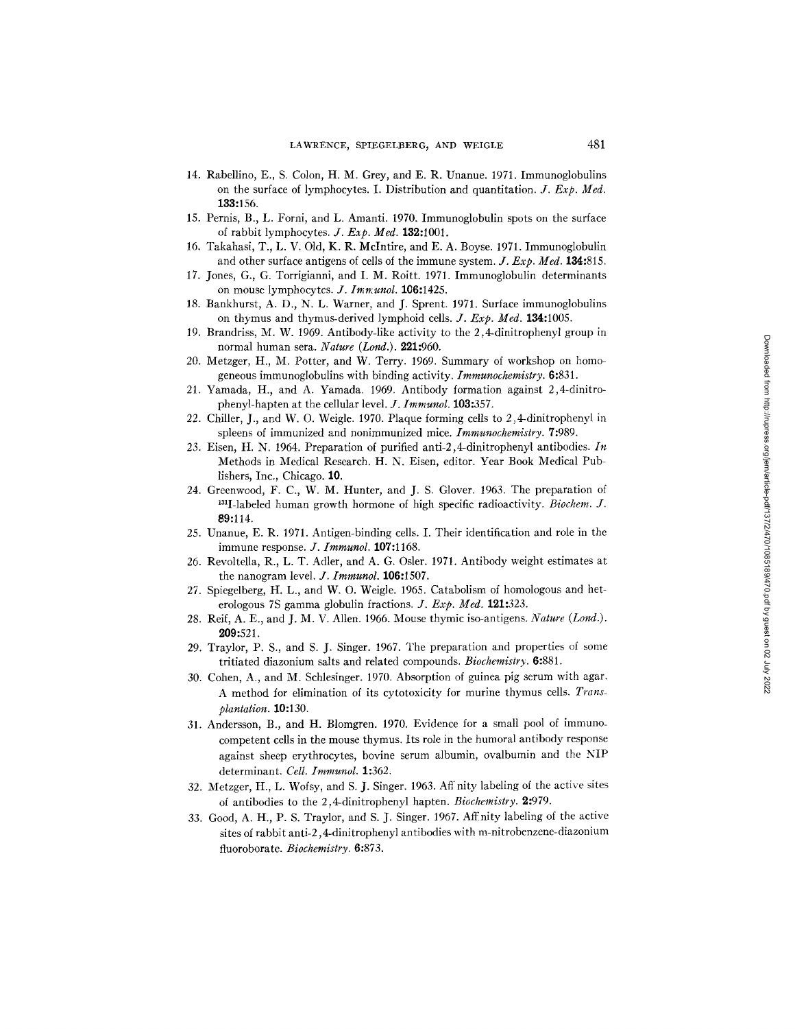14. Rabellino, E., S. Colon, H. M. Grey, and E. R. Unanue. 1971. Immunoglobulins on the surface of lymphocytes. I. Distribution and quantitation. *J. Exp. Med.* **133:**156.
15. Pernis, B., L. Forni, and L. Amanti. 1970. Immunoglobulin spots on the surface of rabbit lymphocytes. *J. Exp. Med.* **132:**1001.
16. Takahasi, T., L. V. Old, K. R. McIntire, and E. A. Boyse. 1971. Immunoglobulin and other surface antigens of cells of the immune system. *J. Exp. Med.* **134:**815.
17. Jones, G., G. Torrigianni, and I. M. Roitt. 1971. Immunoglobulin determinants on mouse lymphocytes. *J. Immunol.* **106:**1425.
18. Bankhurst, A. D., N. L. Warner, and J. Sprent. 1971. Surface immunoglobulins on thymus and thymus-derived lymphoid cells. *J. Exp. Med.* **134:**1005.
19. Brandriss, M. W. 1969. Antibody-like activity to the 2,4-dinitrophenyl group in normal human sera. *Nature (Lond.).* **221:**960.
20. Metzger, H., M. Potter, and W. Terry. 1969. Summary of workshop on homogeneous immunoglobulins with binding activity. *Immunochemistry.* **6:**831.
21. Yamada, H., and A. Yamada. 1969. Antibody formation against 2,4-dinitrophenyl-hapten at the cellular level. *J. Immunol.* **103:**357.
22. Chiller, J., and W. O. Weigle. 1970. Plaque forming cells to 2,4-dinitrophenyl in spleens of immunized and nonimmunized mice. *Immunochemistry.* **7:**989.
23. Eisen, H. N. 1964. Preparation of purified anti-2,4-dinitrophenyl antibodies. *In* Methods in Medical Research. H. N. Eisen, editor. Year Book Medical Publishers, Inc., Chicago. **10.**
24. Greenwood, F. C., W. M. Hunter, and J. S. Glover. 1963. The preparation of $^{131}$I-labeled human growth hormone of high specific radioactivity. *Biochem. J.* **89:**114.
25. Unanue, E. R. 1971. Antigen-binding cells. I. Their identification and role in the immune response. *J. Immunol.* **107:**1168.
26. Revoltella, R., L. T. Adler, and A. G. Osler. 1971. Antibody weight estimates at the nanogram level. *J. Immunol.* **106:**1507.
27. Spiegelberg, H. L., and W. O. Weigle. 1965. Catabolism of homologous and heterologous 7S gamma globulin fractions. *J. Exp. Med.* **121:**323.
28. Reif, A. E., and J. M. V. Allen. 1966. Mouse thymic iso-antigens. *Nature (Lond.).* **209:**521.
29. Traylor, P. S., and S. J. Singer. 1967. The preparation and properties of some tritiated diazonium salts and related compounds. *Biochemistry.* **6:**881.
30. Cohen, A., and M. Schlesinger. 1970. Absorption of guinea pig serum with agar. A method for elimination of its cytotoxicity for murine thymus cells. *Transplantation.* **10:**130.
31. Andersson, B., and H. Blomgren. 1970. Evidence for a small pool of immunocompetent cells in the mouse thymus. Its role in the humoral antibody response against sheep erythrocytes, bovine serum albumin, ovalbumin and the NIP determinant. *Cell. Immunol.* **1:**362.
32. Metzger, H., L. Wofsy, and S. J. Singer. 1963. Affinity labeling of the active sites of antibodies to the 2,4-dinitrophenyl hapten. *Biochemistry.* **2:**979.
33. Good, A. H., P. S. Traylor, and S. J. Singer. 1967. Affinity labeling of the active sites of rabbit anti-2,4-dinitrophenyl antibodies with m-nitrobenzene-diazonium fluoroborate. *Biochemistry.* **6:**873.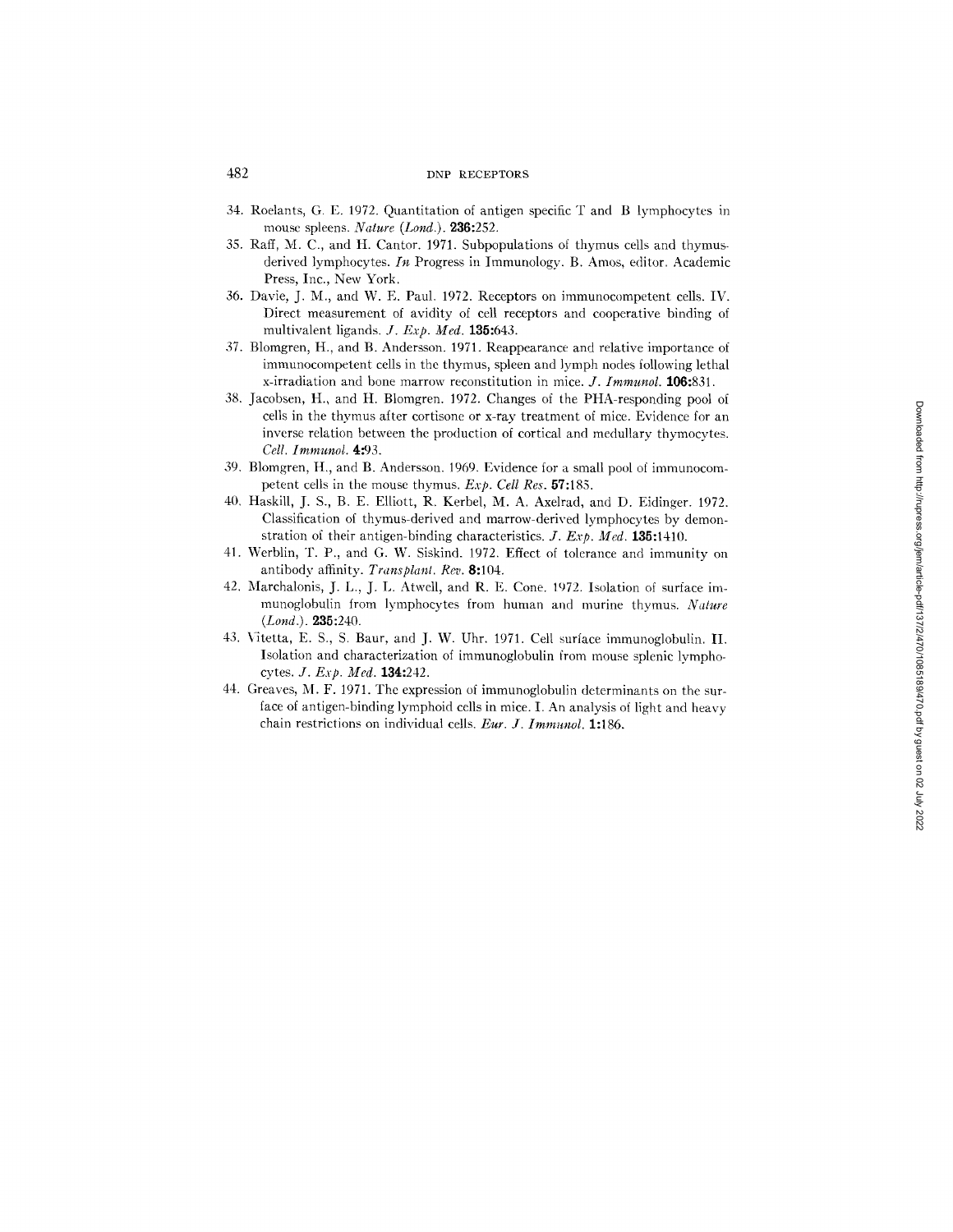34. Roelants, G. E. 1972. Quantitation of antigen specific T and B lymphocytes in mouse spleens. *Nature (Lond.).* **236:**252.
35. Raff, M. C., and H. Cantor. 1971. Subpopulations of thymus cells and thymus-derived lymphocytes. *In* Progress in Immunology. B. Amos, editor. Academic Press, Inc., New York.
36. Davie, J. M., and W. E. Paul. 1972. Receptors on immunocompetent cells. IV. Direct measurement of avidity of cell receptors and cooperative binding of multivalent ligands. *J. Exp. Med.* **135:**643.
37. Blomgren, H., and B. Andersson. 1971. Reappearance and relative importance of immunocompetent cells in the thymus, spleen and lymph nodes following lethal x-irradiation and bone marrow reconstitution in mice. *J. Immunol.* **106:**831.
38. Jacobsen, H., and H. Blomgren. 1972. Changes of the PHA-responding pool of cells in the thymus after cortisone or x-ray treatment of mice. Evidence for an inverse relation between the production of cortical and medullary thymocytes. *Cell. Immunol.* **4:**93.
39. Blomgren, H., and B. Andersson. 1969. Evidence for a small pool of immunocompetent cells in the mouse thymus. *Exp. Cell Res.* **57:**185.
40. Haskill, J. S., B. E. Elliott, R. Kerbel, M. A. Axelrad, and D. Eidinger. 1972. Classification of thymus-derived and marrow-derived lymphocytes by demonstration of their antigen-binding characteristics. *J. Exp. Med.* **135:**1410.
41. Werblin, T. P., and G. W. Siskind. 1972. Effect of tolerance and immunity on antibody affinity. *Transplant. Rev.* **8:**104.
42. Marchalonis, J. L., J. L. Atwell, and R. E. Cone. 1972. Isolation of surface immunoglobulin from lymphocytes from human and murine thymus. *Nature (Lond.).* **235:**240.
43. Vitetta, E. S., S. Baur, and J. W. Uhr. 1971. Cell surface immunoglobulin. II. Isolation and characterization of immunoglobulin from mouse splenic lymphocytes. *J. Exp. Med.* **134:**242.
44. Greaves, M. F. 1971. The expression of immunoglobulin determinants on the surface of antigen-binding lymphoid cells in mice. I. An analysis of light and heavy chain restrictions on individual cells. *Eur. J. Immunol.* **1:**186.